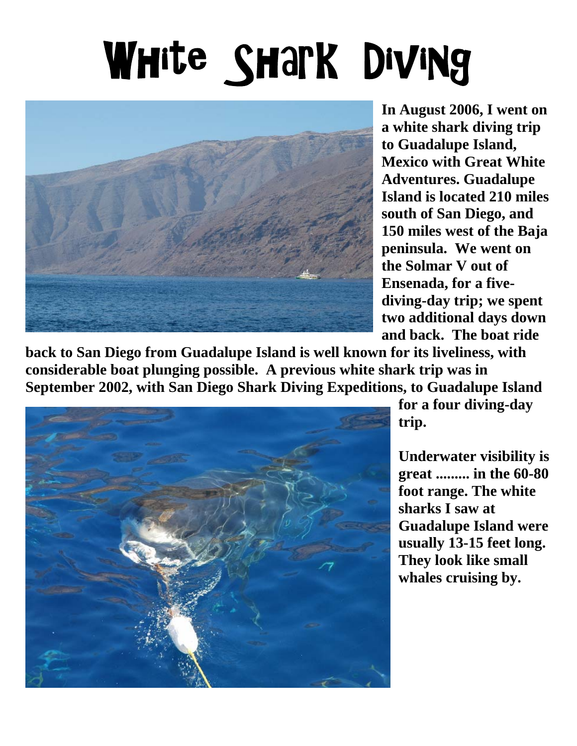# White Shark Diving

**In August 2006, I went on a white shark diving trip to Guadalupe Island, Mexico with Great White Adventures. Guadalupe Island is located 210 miles south of San Diego, and 150 miles west of the Baja peninsula. We went on the Solmar V out of Ensenada, for a five-diving-day trip; we spent two additional days down and back. The boat ride back to San Diego from Guadalupe Island is well known for its liveliness, with considerable boat plunging possible. A previous white shark trip was in September 2002, with San Diego Shark Diving Expeditions, to Guadalupe Island for a four diving-day trip.**

**Underwater visibility is great ......... in the 60-80 foot range. The white sharks I saw at Guadalupe Island were usually 13-15 feet long. They look like small whales cruising by.**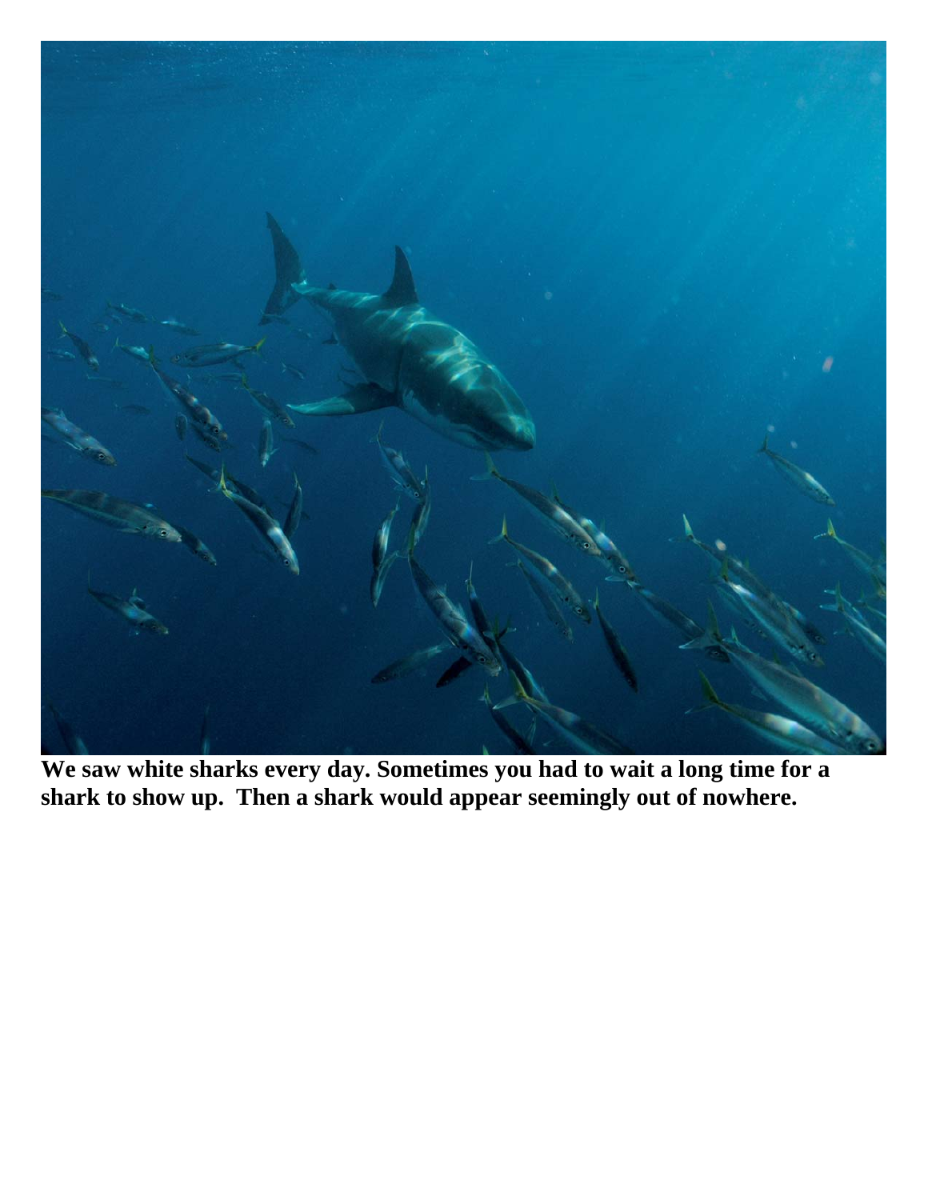**We saw white sharks every day. Sometimes you had to wait a long time for a shark to show up. Then a shark would appear seemingly out of nowhere.**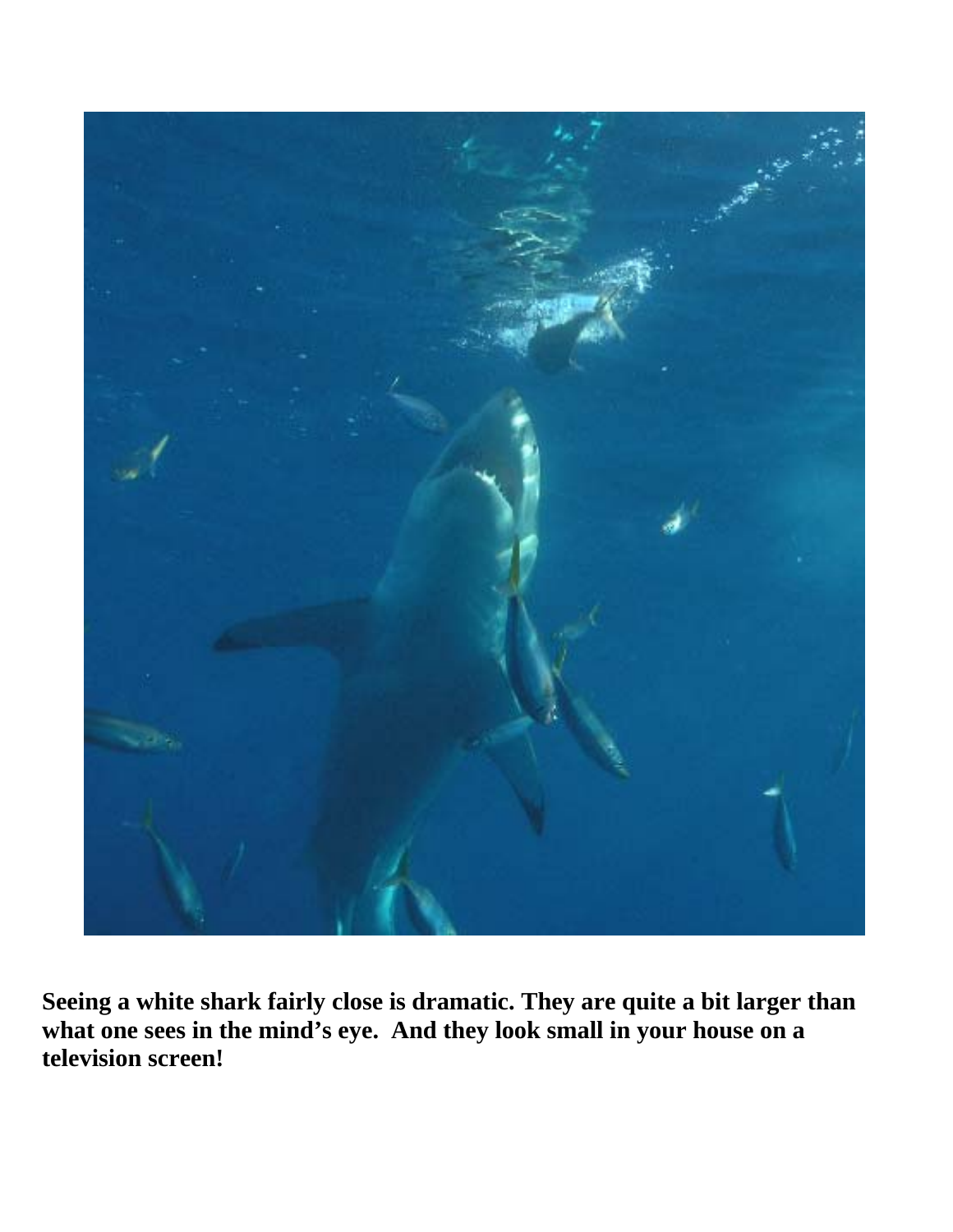**Seeing a white shark fairly close is dramatic. They are quite a bit larger than what one sees in the mind's eye. And they look small in your house on a television screen!**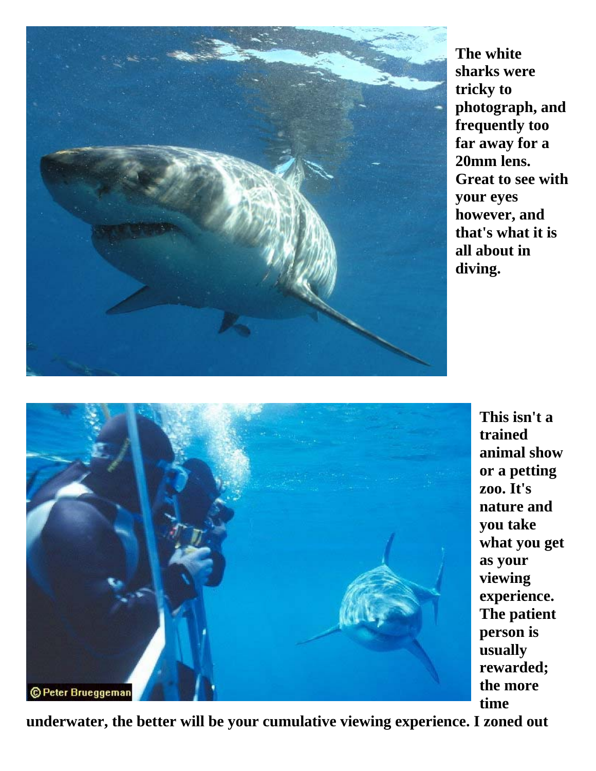**The white sharks were tricky to photograph, and frequently too far away for a 20mm lens. Great to see with your eyes however, and that's what it is all about in diving.**

**This isn't a trained animal show or a petting zoo. It's nature and you take what you get as your viewing experience. The patient person is usually rewarded; the more time underwater, the better will be your cumulative viewing experience. I zoned out**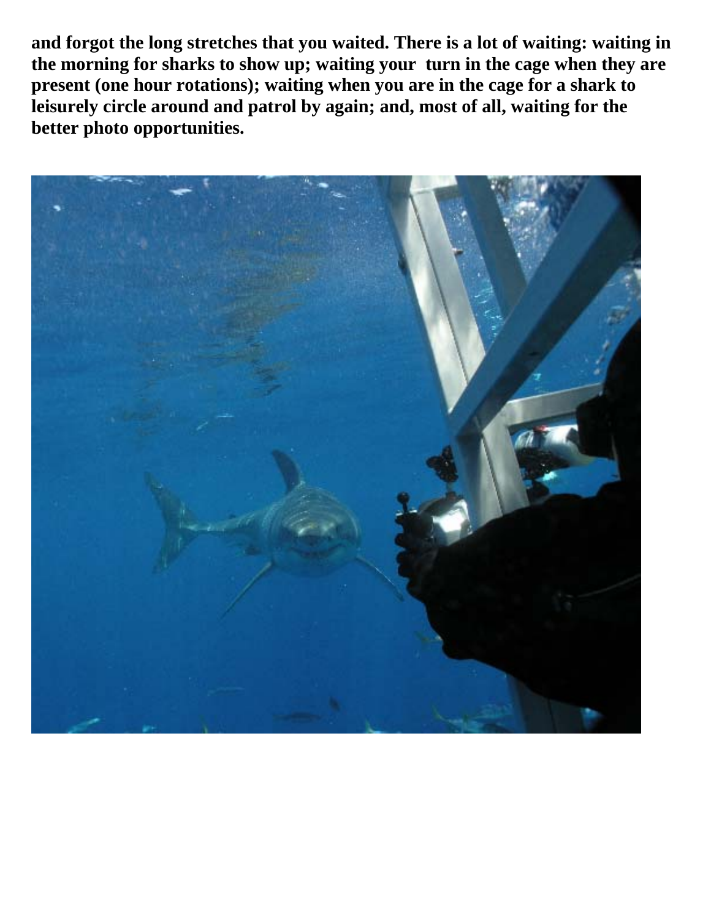**and forgot the long stretches that you waited. There is a lot of waiting: waiting in the morning for sharks to show up; waiting your  turn in the cage when they are present (one hour rotations); waiting when you are in the cage for a shark to leisurely circle around and patrol by again; and, most of all, waiting for the better photo opportunities.**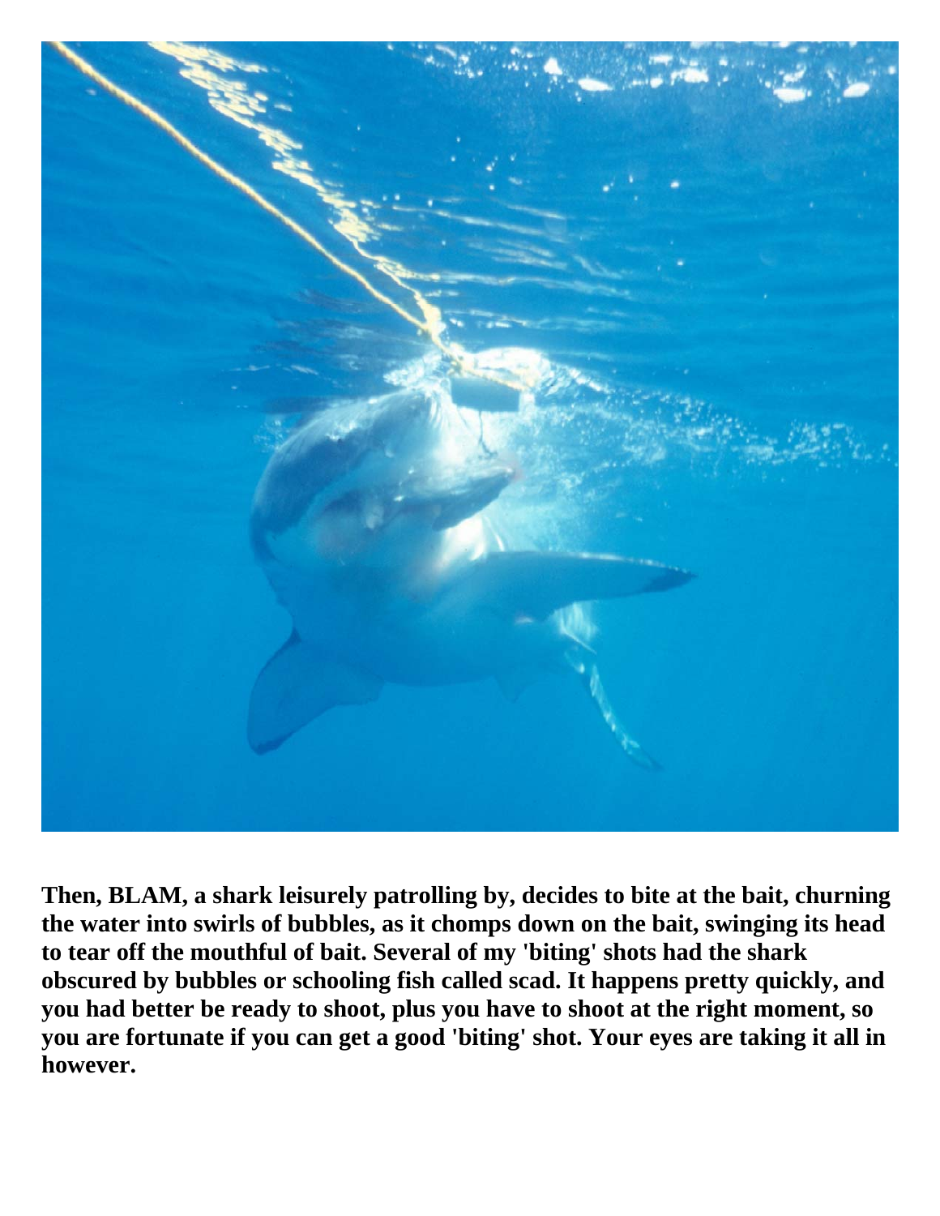**Then, BLAM, a shark leisurely patrolling by, decides to bite at the bait, churning the water into swirls of bubbles, as it chomps down on the bait, swinging its head to tear off the mouthful of bait. Several of my 'biting' shots had the shark obscured by bubbles or schooling fish called scad. It happens pretty quickly, and you had better be ready to shoot, plus you have to shoot at the right moment, so you are fortunate if you can get a good 'biting' shot. Your eyes are taking it all in however.**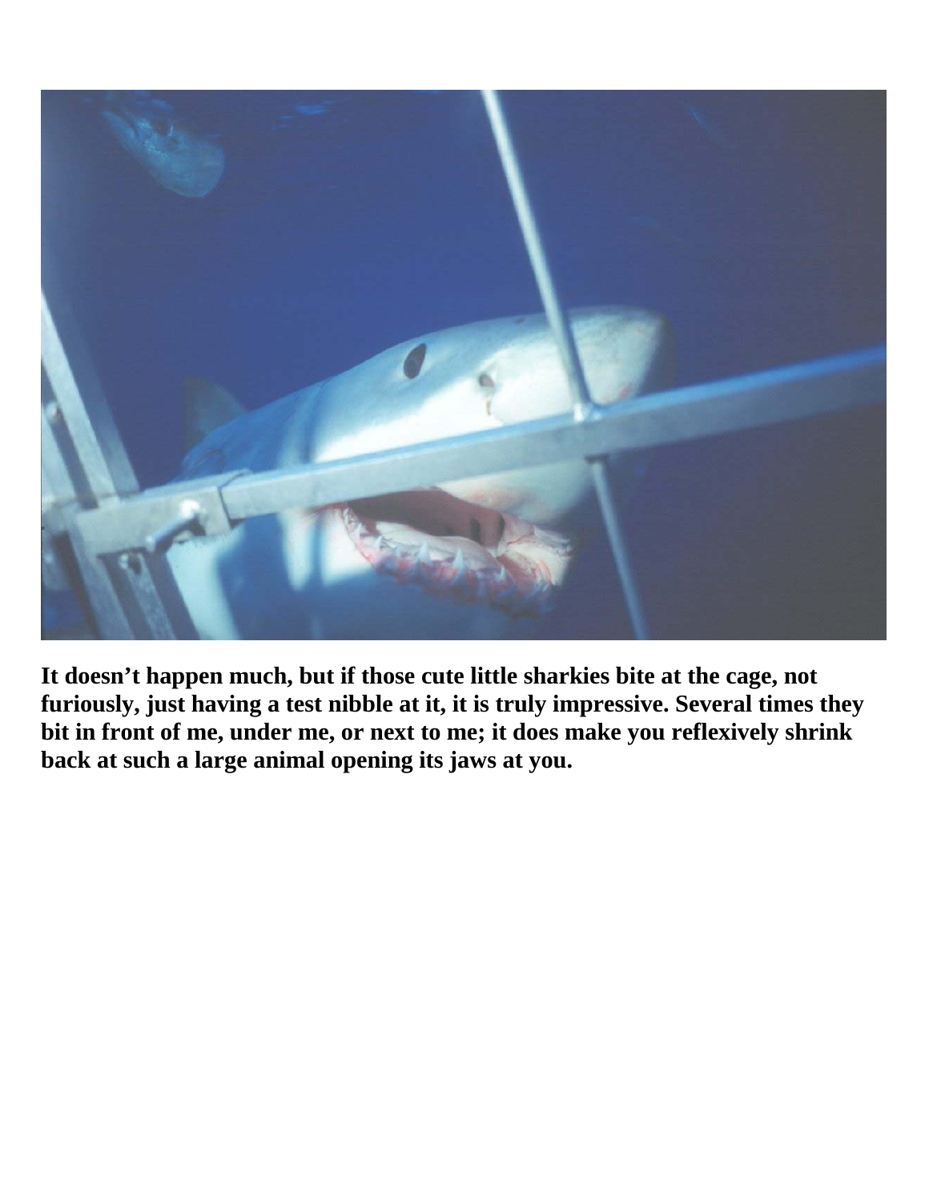**It doesn't happen much, but if those cute little sharkies bite at the cage, not furiously, just having a test nibble at it, it is truly impressive. Several times they bit in front of me, under me, or next to me; it does make you reflexively shrink back at such a large animal opening its jaws at you.**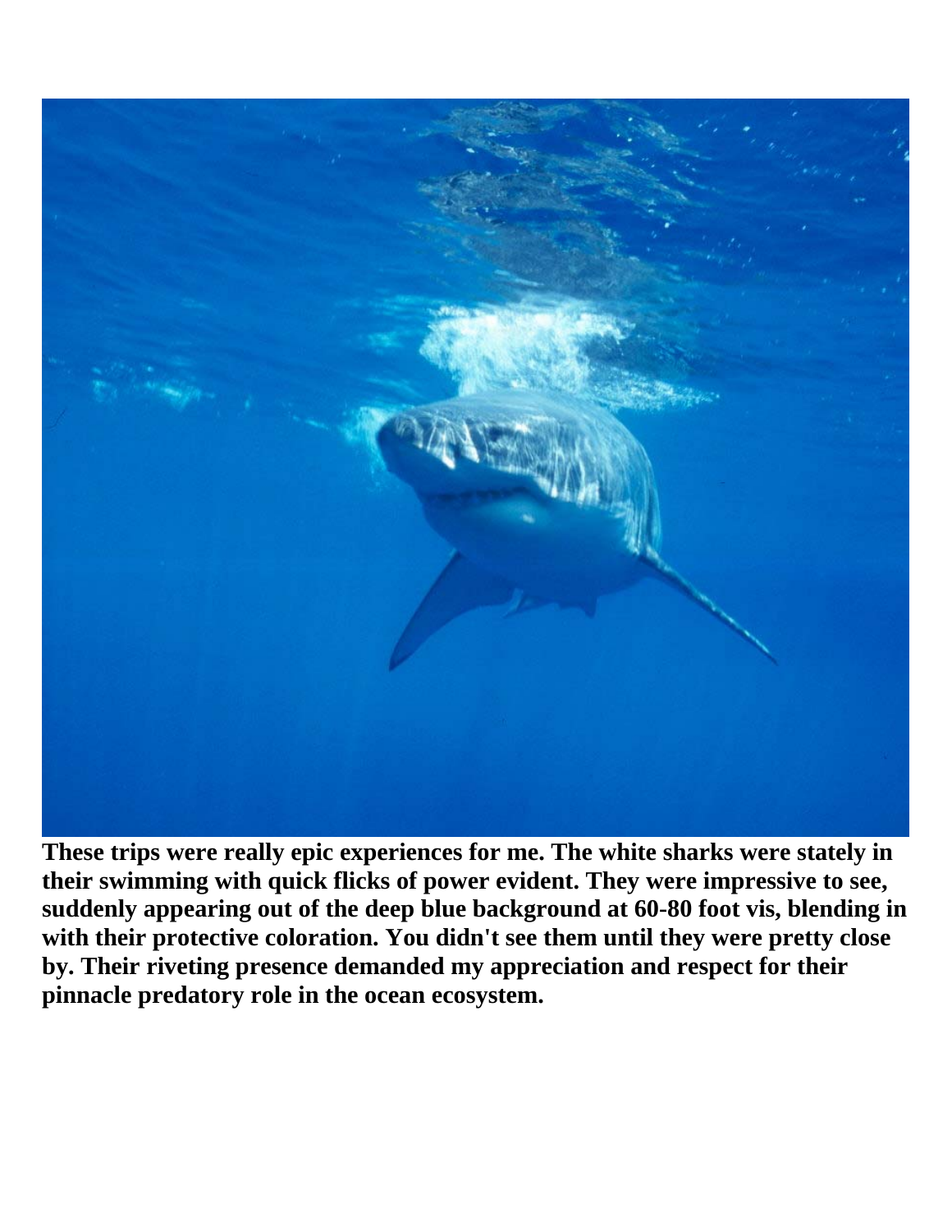**These trips were really epic experiences for me. The white sharks were stately in their swimming with quick flicks of power evident. They were impressive to see, suddenly appearing out of the deep blue background at 60-80 foot vis, blending in with their protective coloration. You didn't see them until they were pretty close by. Their riveting presence demanded my appreciation and respect for their pinnacle predatory role in the ocean ecosystem.**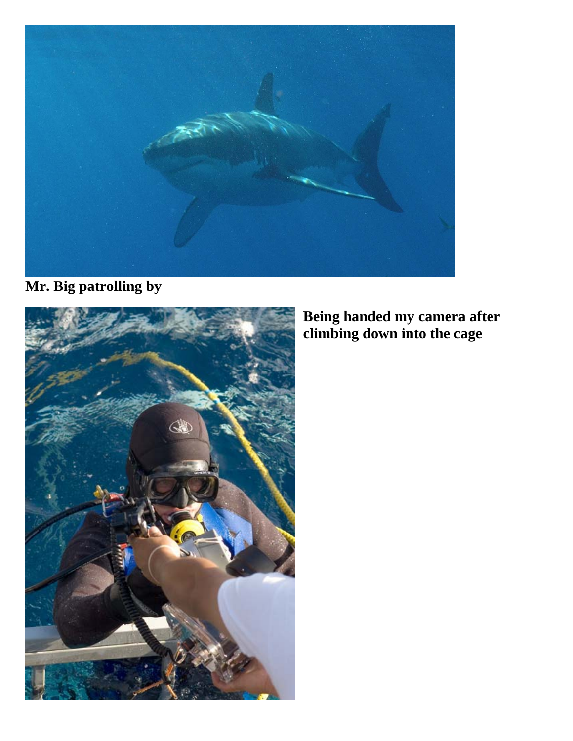**Mr. Big patrolling by**

**Being handed my camera after climbing down into the cage**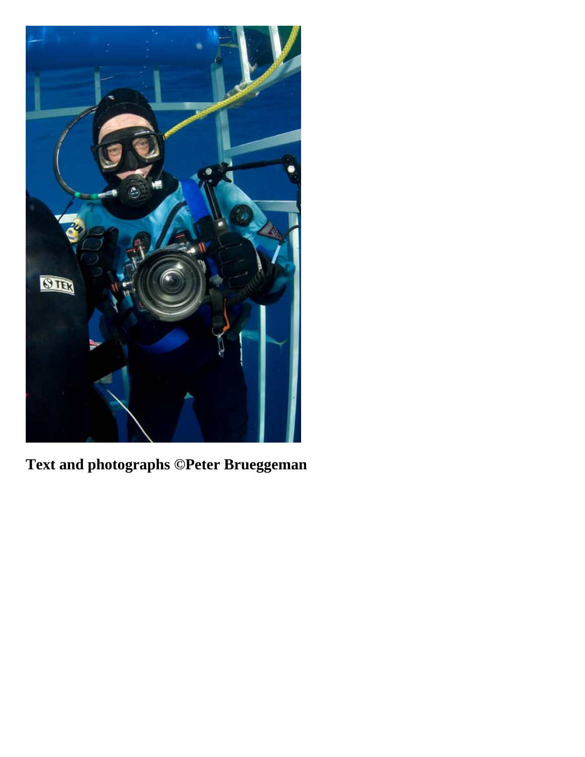**Text and photographs ©Peter Brueggeman**